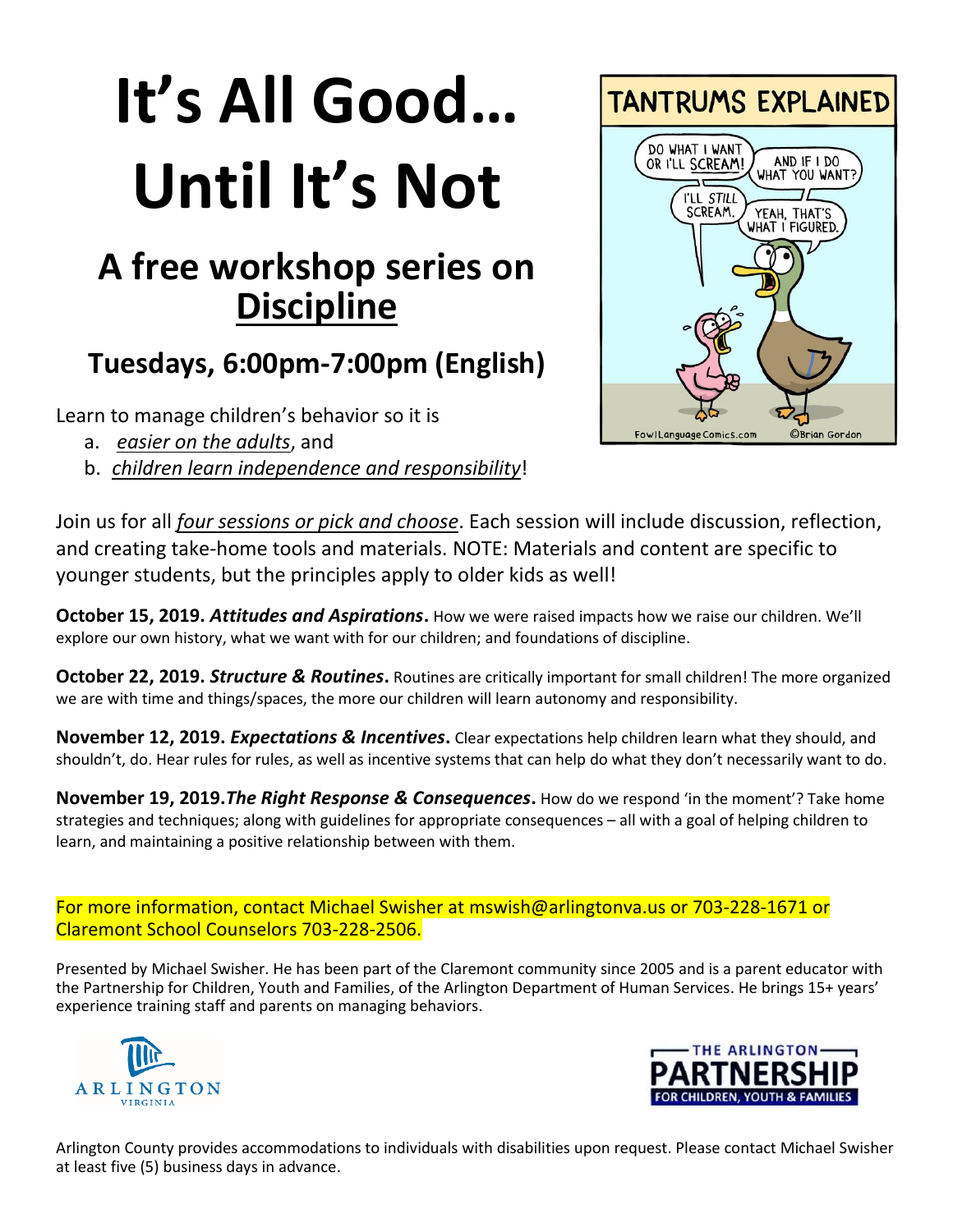# It's All Good… Until It's Not

## A free workshop series on Discipline

### Tuesdays, 6:00pm-7:00pm (English)

Learn to manage children's behavior so it is

a. *easier on the adults*, and
b. *children learn independence and responsibility*!

Join us for all *four sessions or pick and choose*. Each session will include discussion, reflection, and creating take-home tools and materials. NOTE: Materials and content are specific to younger students, but the principles apply to older kids as well!

**October 15, 2019. *Attitudes and Aspirations*.** How we were raised impacts how we raise our children. We'll explore our own history, what we want with for our children; and foundations of discipline.

**October 22, 2019. *Structure & Routines*.** Routines are critically important for small children! The more organized we are with time and things/spaces, the more our children will learn autonomy and responsibility.

**November 12, 2019. *Expectations & Incentives*.** Clear expectations help children learn what they should, and shouldn't, do. Hear rules for rules, as well as incentive systems that can help do what they don't necessarily want to do.

**November 19, 2019.*The Right Response & Consequences*.** How do we respond 'in the moment'? Take home strategies and techniques; along with guidelines for appropriate consequences – all with a goal of helping children to learn, and maintaining a positive relationship between with them.

For more information, contact Michael Swisher at mswish@arlingtonva.us or 703-228-1671 or Claremont School Counselors 703-228-2506.

Presented by Michael Swisher. He has been part of the Claremont community since 2005 and is a parent educator with the Partnership for Children, Youth and Families, of the Arlington Department of Human Services. He brings 15+ years' experience training staff and parents on managing behaviors.

Arlington County provides accommodations to individuals with disabilities upon request. Please contact Michael Swisher at least five (5) business days in advance.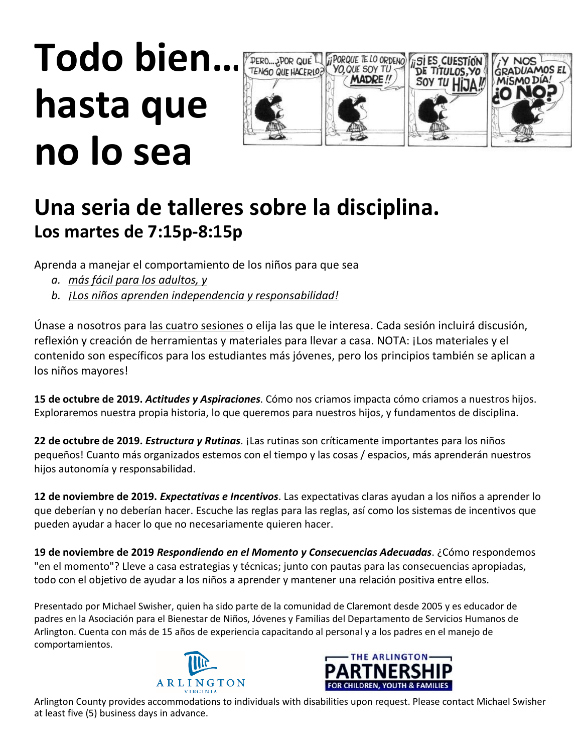# Todo bien… hasta que no lo sea

## Una seria de talleres sobre la disciplina.
### Los martes de 7:15p-8:15p

Aprenda a manejar el comportamiento de los niños para que sea

a. *más fácil para los adultos, y*
b. *¡Los niños aprenden independencia y responsabilidad!*

Únase a nosotros para las cuatro sesiones o elija las que le interesa. Cada sesión incluirá discusión, reflexión y creación de herramientas y materiales para llevar a casa. NOTA: ¡Los materiales y el contenido son específicos para los estudiantes más jóvenes, pero los principios también se aplican a los niños mayores!

**15 de octubre de 2019. *Actitudes y Aspiraciones***. Cómo nos criamos impacta cómo criamos a nuestros hijos. Exploraremos nuestra propia historia, lo que queremos para nuestros hijos, y fundamentos de disciplina.

**22 de octubre de 2019. *Estructura y Rutinas***. ¡Las rutinas son críticamente importantes para los niños pequeños! Cuanto más organizados estemos con el tiempo y las cosas / espacios, más aprenderán nuestros hijos autonomía y responsabilidad.

**12 de noviembre de 2019. *Expectativas e Incentivos***. Las expectativas claras ayudan a los niños a aprender lo que deberían y no deberían hacer. Escuche las reglas para las reglas, así como los sistemas de incentivos que pueden ayudar a hacer lo que no necesariamente quieren hacer.

**19 de noviembre de 2019** ***Respondiendo en el Momento y Consecuencias Adecuadas***. ¿Cómo respondemos "en el momento"? Lleve a casa estrategias y técnicas; junto con pautas para las consecuencias apropiadas, todo con el objetivo de ayudar a los niños a aprender y mantener una relación positiva entre ellos.

Presentado por Michael Swisher, quien ha sido parte de la comunidad de Claremont desde 2005 y es educador de padres en la Asociación para el Bienestar de Niños, Jóvenes y Familias del Departamento de Servicios Humanos de Arlington. Cuenta con más de 15 años de experiencia capacitando al personal y a los padres en el manejo de comportamientos.

ARLINGTON VIRGINIA

THE ARLINGTON PARTNERSHIP FOR CHILDREN, YOUTH & FAMILIES

Arlington County provides accommodations to individuals with disabilities upon request. Please contact Michael Swisher at least five (5) business days in advance.